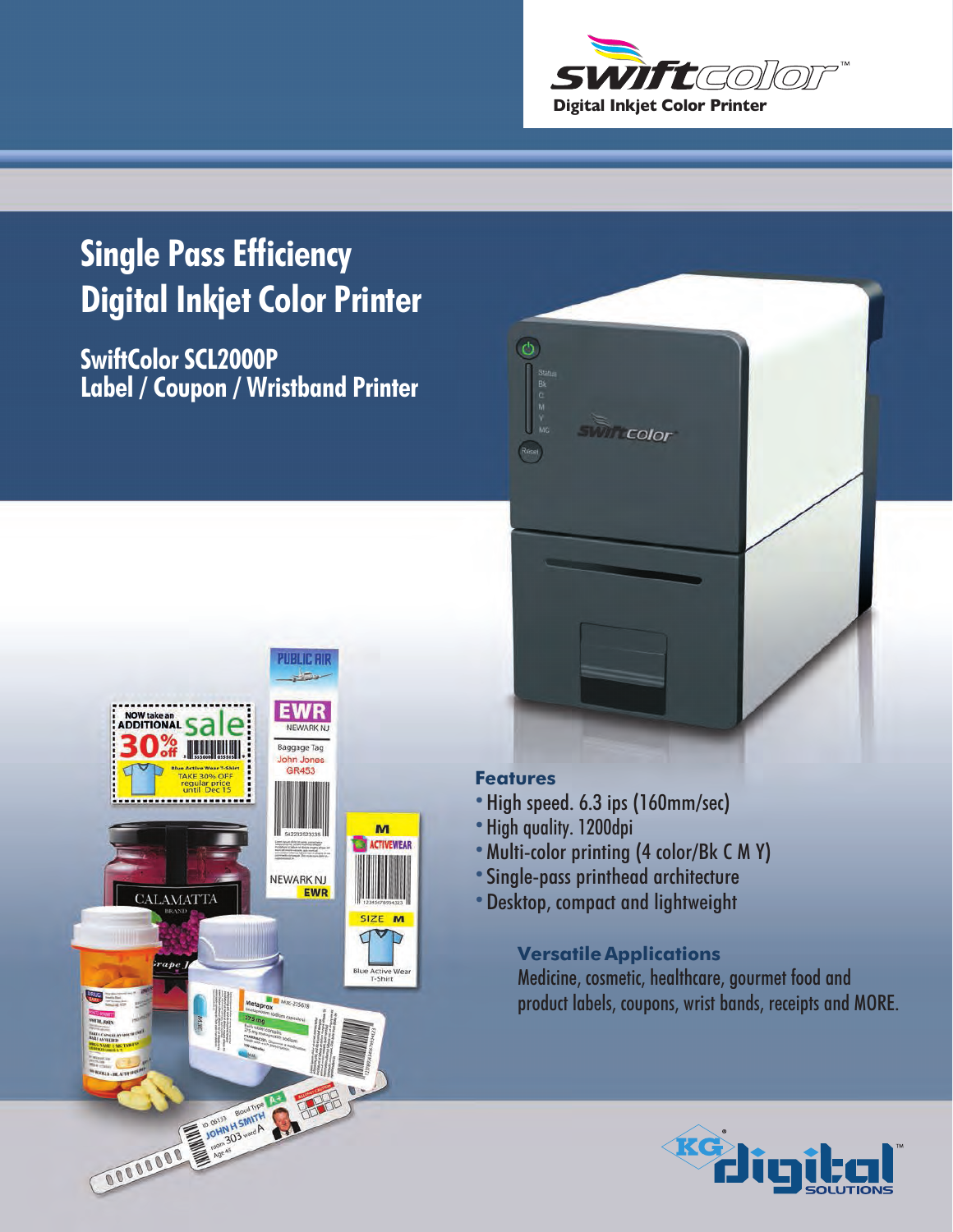swiftcolor™

Digital Inkjet Color Printer

# Single Pass Efficiency
# Digital Inkjet Color Printer

## SwiftColor SCL2000P
## Label / Coupon / Wristband Printer

### Features

- High speed. 6.3 ips (160mm/sec)
- High quality. 1200dpi
- Multi-color printing (4 color/Bk C M Y)
- Single-pass printhead architecture
- Desktop, compact and lightweight

### Versatile Applications

Medicine, cosmetic, healthcare, gourmet food and product labels, coupons, wrist bands, receipts and MORE.

KG digital SOLUTIONS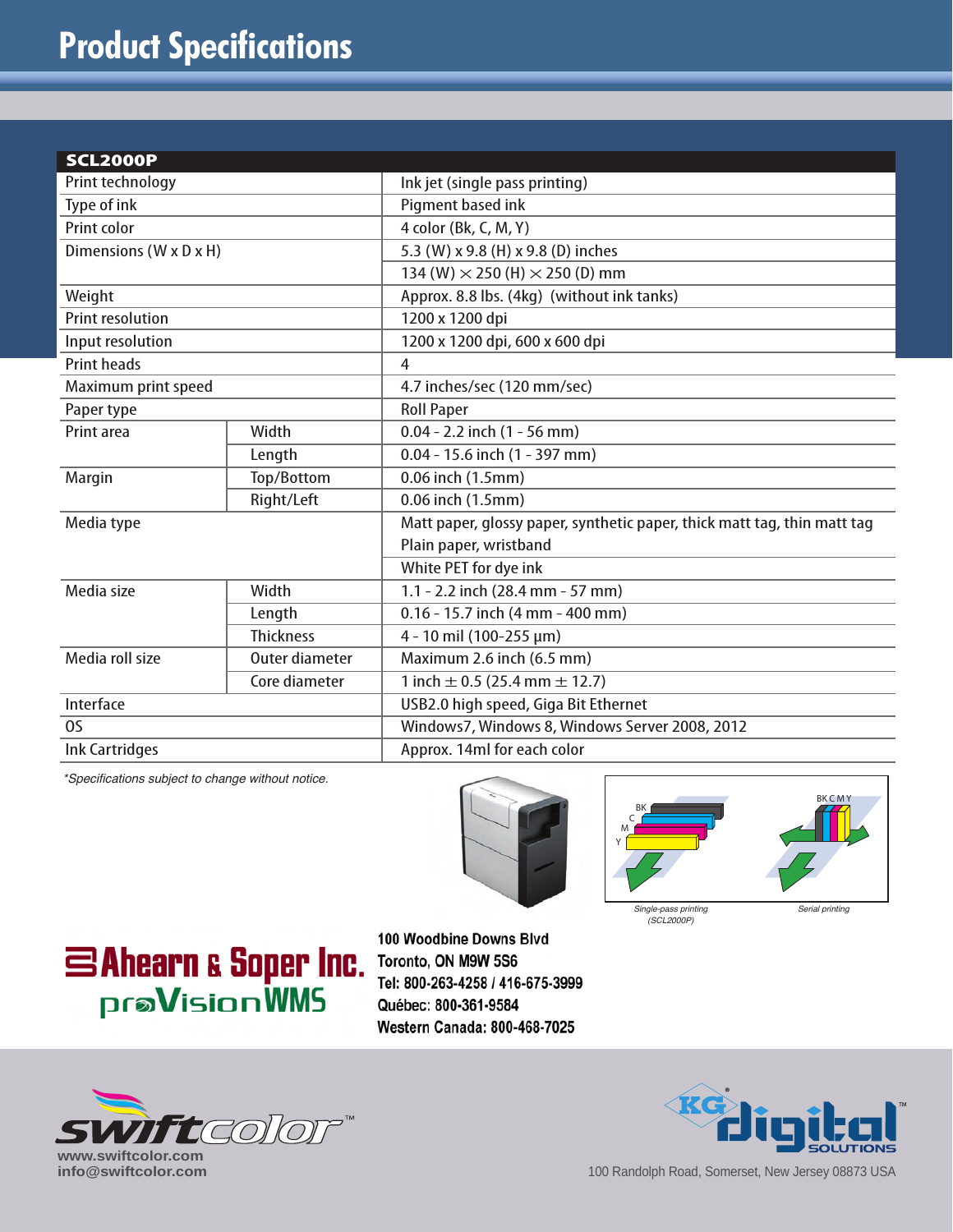# Product Specifications

| SCL2000P | | |
|---|---|---|
| Print technology | | Ink jet (single pass printing) |
| Type of ink | | Pigment based ink |
| Print color | | 4 color (Bk, C, M, Y) |
| Dimensions (W x D x H) | | 5.3 (W) x 9.8 (H) x 9.8 (D) inches |
| | | 134 (W) × 250 (H) × 250 (D) mm |
| Weight | | Approx. 8.8 lbs. (4kg) (without ink tanks) |
| Print resolution | | 1200 x 1200 dpi |
| Input resolution | | 1200 x 1200 dpi, 600 x 600 dpi |
| Print heads | | 4 |
| Maximum print speed | | 4.7 inches/sec (120 mm/sec) |
| Paper type | | Roll Paper |
| Print area | Width | 0.04 - 2.2 inch (1 - 56 mm) |
| | Length | 0.04 - 15.6 inch (1 - 397 mm) |
| Margin | Top/Bottom | 0.06 inch (1.5mm) |
| | Right/Left | 0.06 inch (1.5mm) |
| Media type | | Matt paper, glossy paper, synthetic paper, thick matt tag, thin matt tag Plain paper, wristband |
| | | White PET for dye ink |
| Media size | Width | 1.1 - 2.2 inch (28.4 mm - 57 mm) |
| | Length | 0.16 - 15.7 inch (4 mm - 400 mm) |
| | Thickness | 4 - 10 mil (100-255 µm) |
| Media roll size | Outer diameter | Maximum 2.6 inch (6.5 mm) |
| | Core diameter | 1 inch ± 0.5 (25.4 mm ± 12.7) |
| Interface | | USB2.0 high speed, Giga Bit Ethernet |
| OS | | Windows7, Windows 8, Windows Server 2008, 2012 |
| Ink Cartridges | | Approx. 14ml for each color |

*Specifications subject to change without notice.

BK
C
M
Y

BK C M Y

Single-pass printing (SCL2000P)

Serial printing

Ahearn & Soper Inc.
proVisionWMS

100 Woodbine Downs Blvd
Toronto, ON M9W 5S6
Tel: 800-263-4258 / 416-675-3999
Québec: 800-361-9584
Western Canada: 800-468-7025

swiftcolor™
www.swiftcolor.com
info@swiftcolor.com

KG digital SOLUTIONS™
100 Randolph Road, Somerset, New Jersey 08873 USA